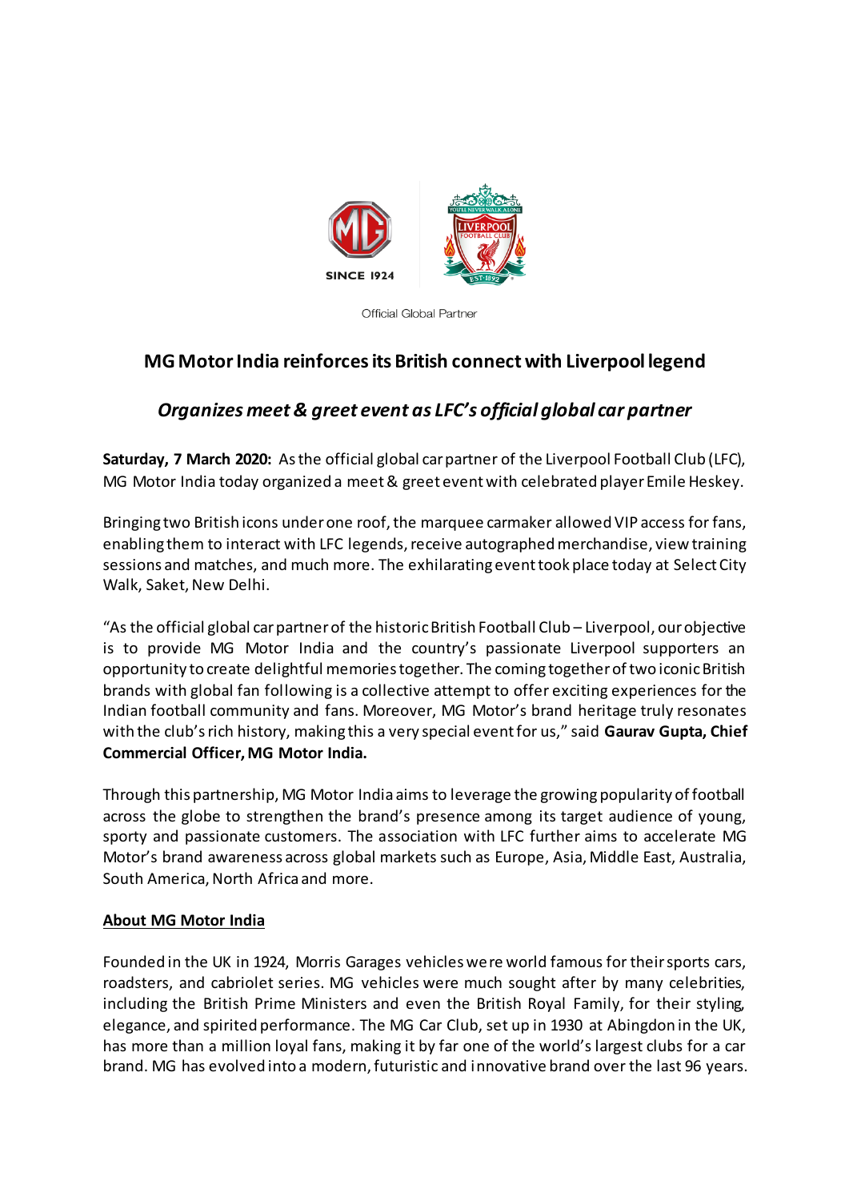Official Global Partner

# MG Motor India reinforces its British connect with Liverpool legend

## *Organizes meet & greet event as LFC's official global car partner*

**Saturday, 7 March 2020:** As the official global car partner of the Liverpool Football Club (LFC), MG Motor India today organized a meet & greet event with celebrated player Emile Heskey.

Bringing two British icons under one roof, the marquee carmaker allowed VIP access for fans, enabling them to interact with LFC legends, receive autographed merchandise, view training sessions and matches, and much more. The exhilarating event took place today at Select City Walk, Saket, New Delhi.

"As the official global car partner of the historic British Football Club – Liverpool, our objective is to provide MG Motor India and the country's passionate Liverpool supporters an opportunity to create delightful memories together. The coming together of two iconic British brands with global fan following is a collective attempt to offer exciting experiences for the Indian football community and fans. Moreover, MG Motor's brand heritage truly resonates with the club's rich history, making this a very special event for us," said **Gaurav Gupta, Chief Commercial Officer, MG Motor India.**

Through this partnership, MG Motor India aims to leverage the growing popularity of football across the globe to strengthen the brand's presence among its target audience of young, sporty and passionate customers. The association with LFC further aims to accelerate MG Motor's brand awareness across global markets such as Europe, Asia, Middle East, Australia, South America, North Africa and more.

**<u>About MG Motor India</u>**

Founded in the UK in 1924, Morris Garages vehicles were world famous for their sports cars, roadsters, and cabriolet series. MG vehicles were much sought after by many celebrities, including the British Prime Ministers and even the British Royal Family, for their styling, elegance, and spirited performance. The MG Car Club, set up in 1930 at Abingdon in the UK, has more than a million loyal fans, making it by far one of the world's largest clubs for a car brand. MG has evolved into a modern, futuristic and innovative brand over the last 96 years.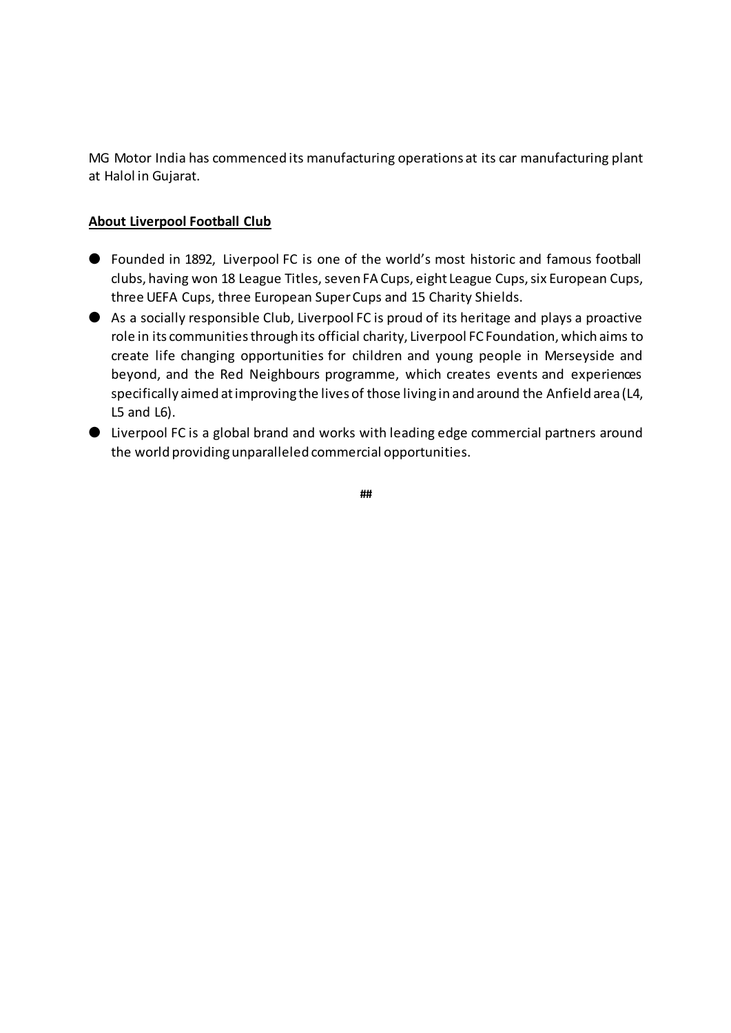MG Motor India has commenced its manufacturing operations at its car manufacturing plant at Halol in Gujarat.

**About Liverpool Football Club**

- Founded in 1892, Liverpool FC is one of the world's most historic and famous football clubs, having won 18 League Titles, seven FA Cups, eight League Cups, six European Cups, three UEFA Cups, three European Super Cups and 15 Charity Shields.
- As a socially responsible Club, Liverpool FC is proud of its heritage and plays a proactive role in its communities through its official charity, Liverpool FC Foundation, which aims to create life changing opportunities for children and young people in Merseyside and beyond, and the Red Neighbours programme, which creates events and experiences specifically aimed at improving the lives of those living in and around the Anfield area (L4, L5 and L6).
- Liverpool FC is a global brand and works with leading edge commercial partners around the world providing unparalleled commercial opportunities.

##